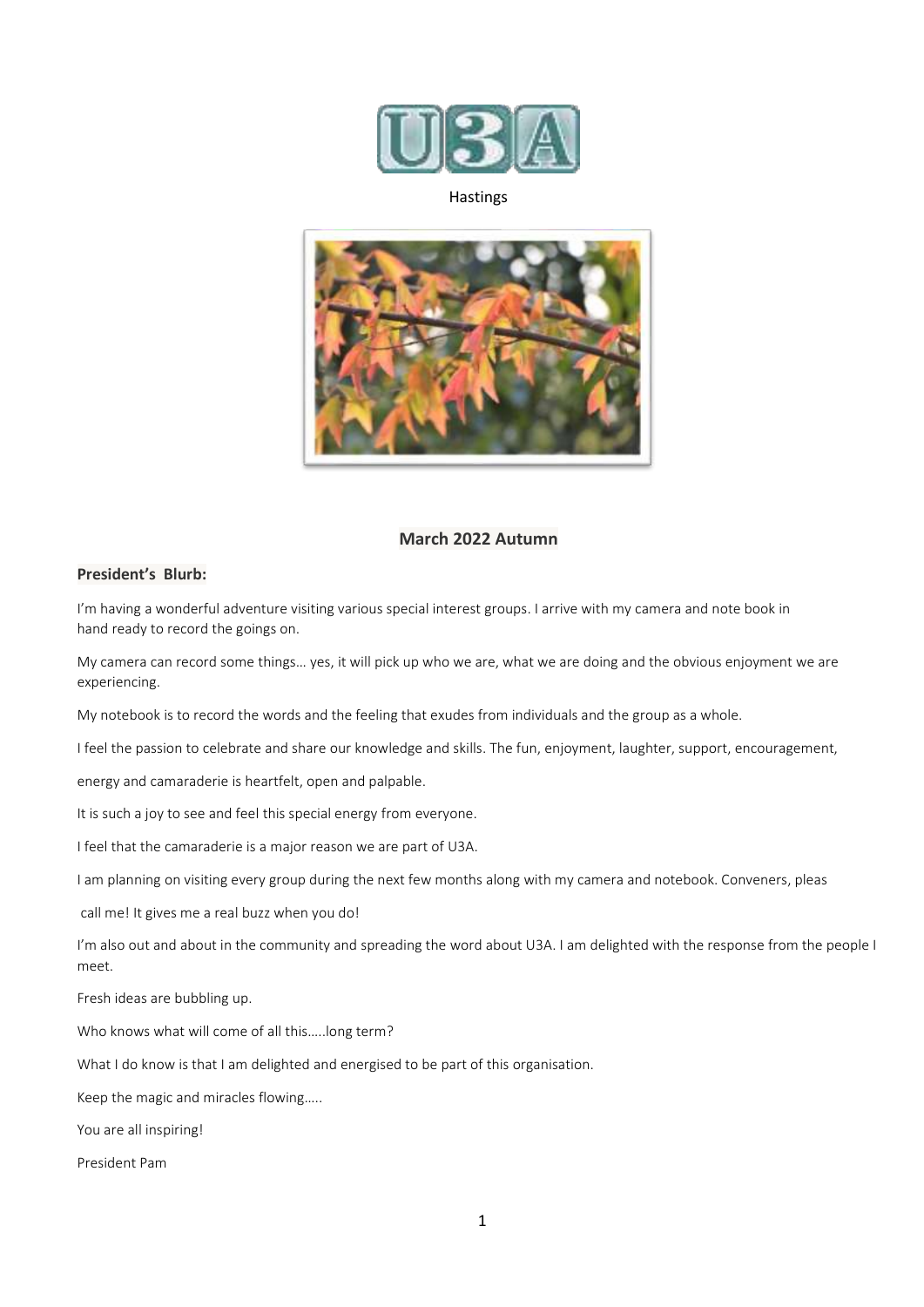Hastings

**March 2022 Autumn**

**President's Blurb:**

I'm having a wonderful adventure visiting various special interest groups. I arrive with my camera and note book in hand ready to record the goings on.

My camera can record some things… yes, it will pick up who we are, what we are doing and the obvious enjoyment we are experiencing.

My notebook is to record the words and the feeling that exudes from individuals and the group as a whole.

I feel the passion to celebrate and share our knowledge and skills. The fun, enjoyment, laughter, support, encouragement, energy and camaraderie is heartfelt, open and palpable.

It is such a joy to see and feel this special energy from everyone.

I feel that the camaraderie is a major reason we are part of U3A.

I am planning on visiting every group during the next few months along with my camera and notebook. Conveners, pleas call me! It gives me a real buzz when you do!

I'm also out and about in the community and spreading the word about U3A. I am delighted with the response from the people I meet.

Fresh ideas are bubbling up.

Who knows what will come of all this…..long term?

What I do know is that I am delighted and energised to be part of this organisation.

Keep the magic and miracles flowing…..

You are all inspiring!

President Pam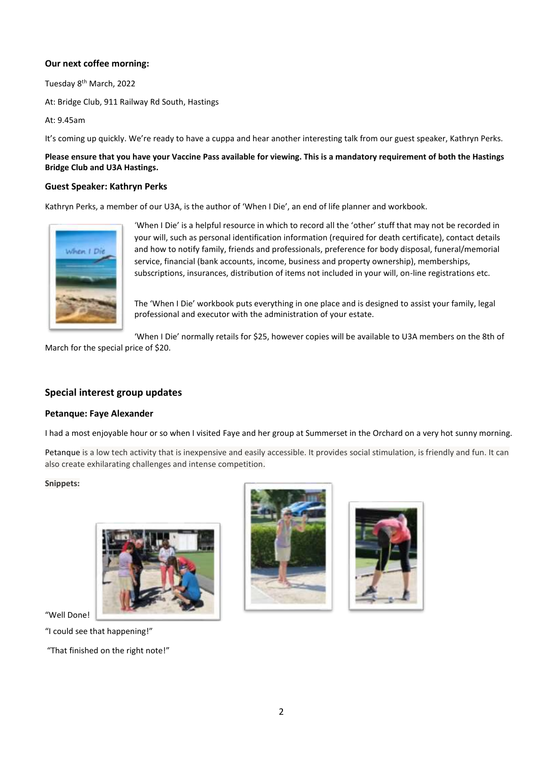### Our next coffee morning:

Tuesday 8th March, 2022

At: Bridge Club, 911 Railway Rd South, Hastings

At: 9.45am

It's coming up quickly. We're ready to have a cuppa and hear another interesting talk from our guest speaker, Kathryn Perks.

**Please ensure that you have your Vaccine Pass available for viewing. This is a mandatory requirement of both the Hastings Bridge Club and U3A Hastings.**

### Guest Speaker: Kathryn Perks

Kathryn Perks, a member of our U3A, is the author of 'When I Die', an end of life planner and workbook.

'When I Die' is a helpful resource in which to record all the 'other' stuff that may not be recorded in your will, such as personal identification information (required for death certificate), contact details and how to notify family, friends and professionals, preference for body disposal, funeral/memorial service, financial (bank accounts, income, business and property ownership), memberships, subscriptions, insurances, distribution of items not included in your will, on-line registrations etc.

The 'When I Die' workbook puts everything in one place and is designed to assist your family, legal professional and executor with the administration of your estate.

'When I Die' normally retails for $25, however copies will be available to U3A members on the 8th of March for the special price of $20.

## Special interest group updates

### Petanque: Faye Alexander

I had a most enjoyable hour or so when I visited Faye and her group at Summerset in the Orchard on a very hot sunny morning.

Petanque is a low tech activity that is inexpensive and easily accessible. It provides social stimulation, is friendly and fun. It can also create exhilarating challenges and intense competition.

**Snippets:**

"Well Done!

"I could see that happening!"

"That finished on the right note!"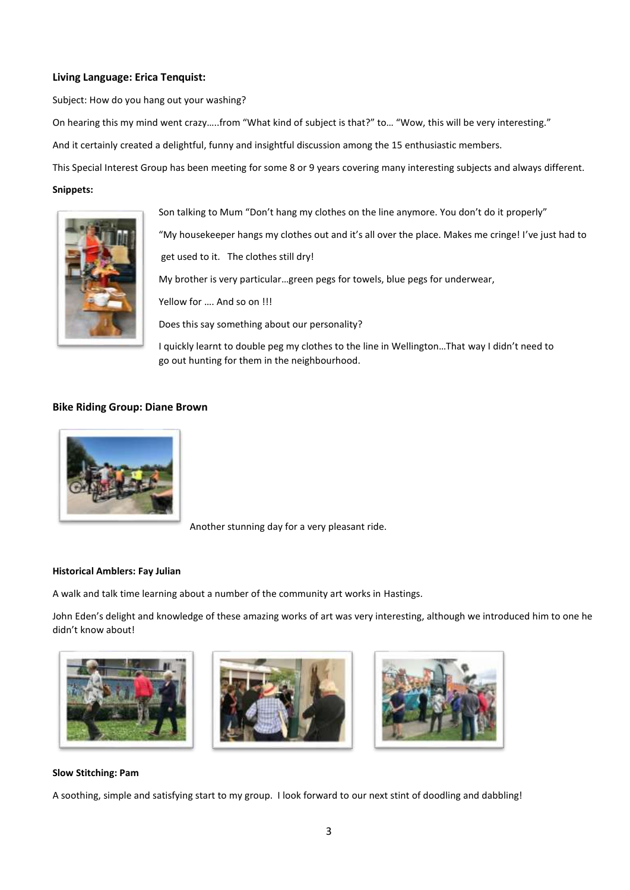**Living Language: Erica Tenquist:**

Subject: How do you hang out your washing?

On hearing this my mind went crazy…..from "What kind of subject is that?" to… "Wow, this will be very interesting."

And it certainly created a delightful, funny and insightful discussion among the 15 enthusiastic members.

This Special Interest Group has been meeting for some 8 or 9 years covering many interesting subjects and always different.

**Snippets:**

Son talking to Mum "Don't hang my clothes on the line anymore. You don't do it properly"

"My housekeeper hangs my clothes out and it's all over the place. Makes me cringe! I've just had to get used to it. The clothes still dry!

My brother is very particular…green pegs for towels, blue pegs for underwear,

Yellow for …. And so on !!!

Does this say something about our personality?

I quickly learnt to double peg my clothes to the line in Wellington…That way I didn't need to go out hunting for them in the neighbourhood.

**Bike Riding Group: Diane Brown**

Another stunning day for a very pleasant ride.

**Historical Amblers: Fay Julian**

A walk and talk time learning about a number of the community art works in Hastings.

John Eden's delight and knowledge of these amazing works of art was very interesting, although we introduced him to one he didn't know about!

**Slow Stitching: Pam**

A soothing, simple and satisfying start to my group. I look forward to our next stint of doodling and dabbling!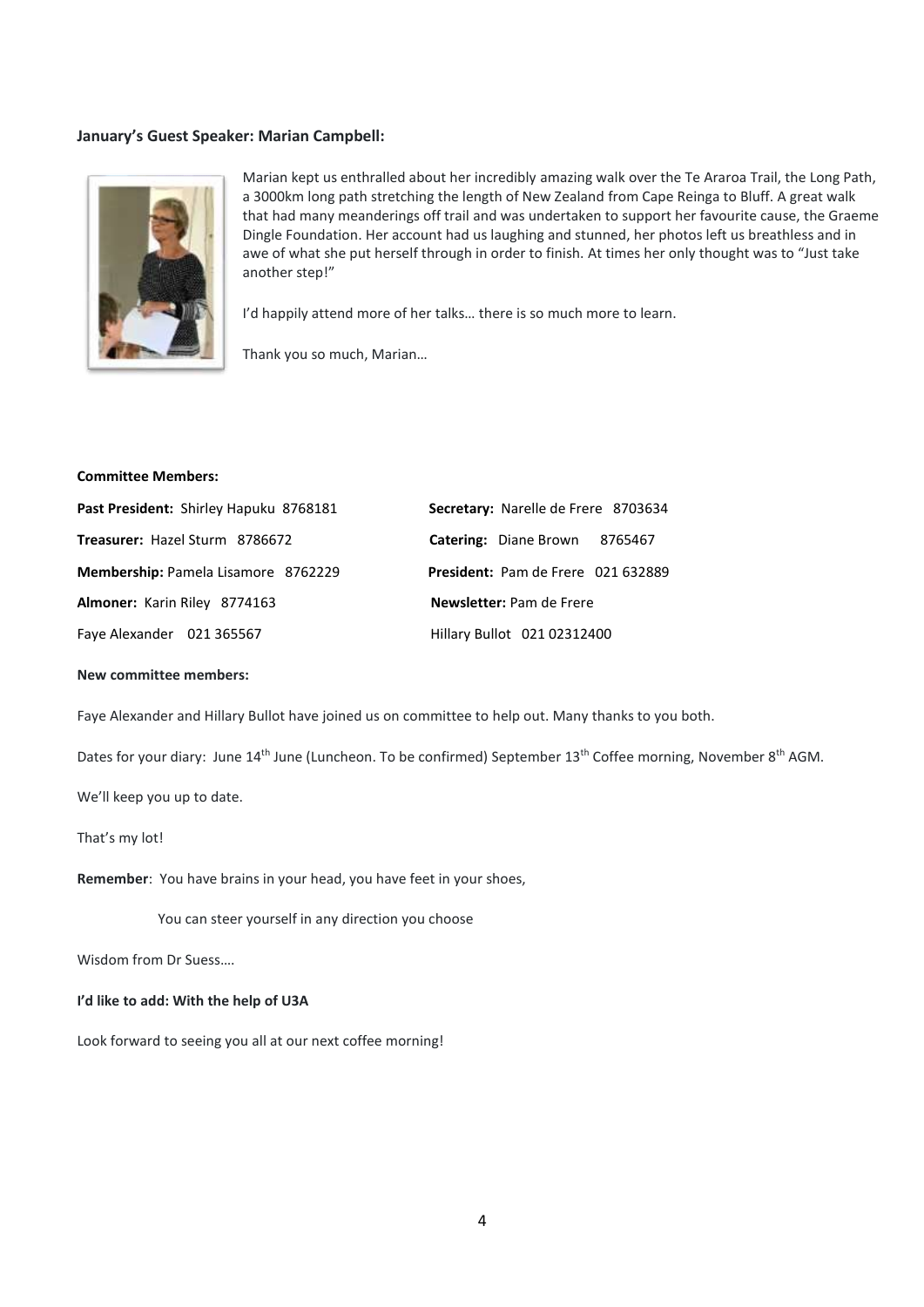**January's Guest Speaker: Marian Campbell:**

Marian kept us enthralled about her incredibly amazing walk over the Te Araroa Trail, the Long Path, a 3000km long path stretching the length of New Zealand from Cape Reinga to Bluff. A great walk that had many meanderings off trail and was undertaken to support her favourite cause, the Graeme Dingle Foundation. Her account had us laughing and stunned, her photos left us breathless and in awe of what she put herself through in order to finish. At times her only thought was to "Just take another step!"

I'd happily attend more of her talks… there is so much more to learn.

Thank you so much, Marian…

**Committee Members:**

| | |
|---|---|
| **Past President:** Shirley Hapuku 8768181 | **Secretary:** Narelle de Frere 8703634 |
| **Treasurer:** Hazel Sturm 8786672 | **Catering:** Diane Brown 8765467 |
| **Membership:** Pamela Lisamore 8762229 | **President:** Pam de Frere 021 632889 |
| **Almoner:** Karin Riley 8774163 | **Newsletter:** Pam de Frere |
| Faye Alexander 021 365567 | Hillary Bullot 021 02312400 |

**New committee members:**

Faye Alexander and Hillary Bullot have joined us on committee to help out. Many thanks to you both.

Dates for your diary: June 14th June (Luncheon. To be confirmed) September 13th Coffee morning, November 8th AGM.

We'll keep you up to date.

That's my lot!

**Remember**: You have brains in your head, you have feet in your shoes,

You can steer yourself in any direction you choose

Wisdom from Dr Suess….

**I'd like to add: With the help of U3A**

Look forward to seeing you all at our next coffee morning!